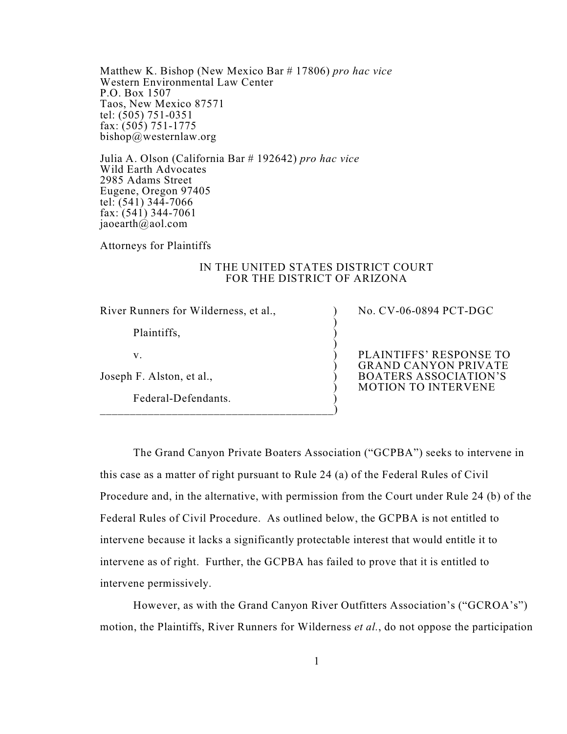Matthew K. Bishop (New Mexico Bar # 17806) *pro hac vice*
Western Environmental Law Center
P.O. Box 1507
Taos, New Mexico 87571
tel: (505) 751-0351
fax: (505) 751-1775
bishop@westernlaw.org

Julia A. Olson (California Bar # 192642) *pro hac vice*
Wild Earth Advocates
2985 Adams Street
Eugene, Oregon 97405
tel: (541) 344-7066
fax: (541) 344-7061
jaoearth@aol.com

Attorneys for Plaintiffs

IN THE UNITED STATES DISTRICT COURT
FOR THE DISTRICT OF ARIZONA

| | |
|---|---|
| River Runners for Wilderness, et al., <br><br> Plaintiffs, <br><br> v. <br><br> Joseph F. Alston, et al., <br><br> Federal-Defendants. | No. CV-06-0894 PCT-DGC <br><br> PLAINTIFFS' RESPONSE TO GRAND CANYON PRIVATE BOATERS ASSOCIATION'S MOTION TO INTERVENE |

The Grand Canyon Private Boaters Association ("GCPBA") seeks to intervene in this case as a matter of right pursuant to Rule 24 (a) of the Federal Rules of Civil Procedure and, in the alternative, with permission from the Court under Rule 24 (b) of the Federal Rules of Civil Procedure. As outlined below, the GCPBA is not entitled to intervene because it lacks a significantly protectable interest that would entitle it to intervene as of right. Further, the GCPBA has failed to prove that it is entitled to intervene permissively.

However, as with the Grand Canyon River Outfitters Association's ("GCROA's") motion, the Plaintiffs, River Runners for Wilderness *et al.*, do not oppose the participation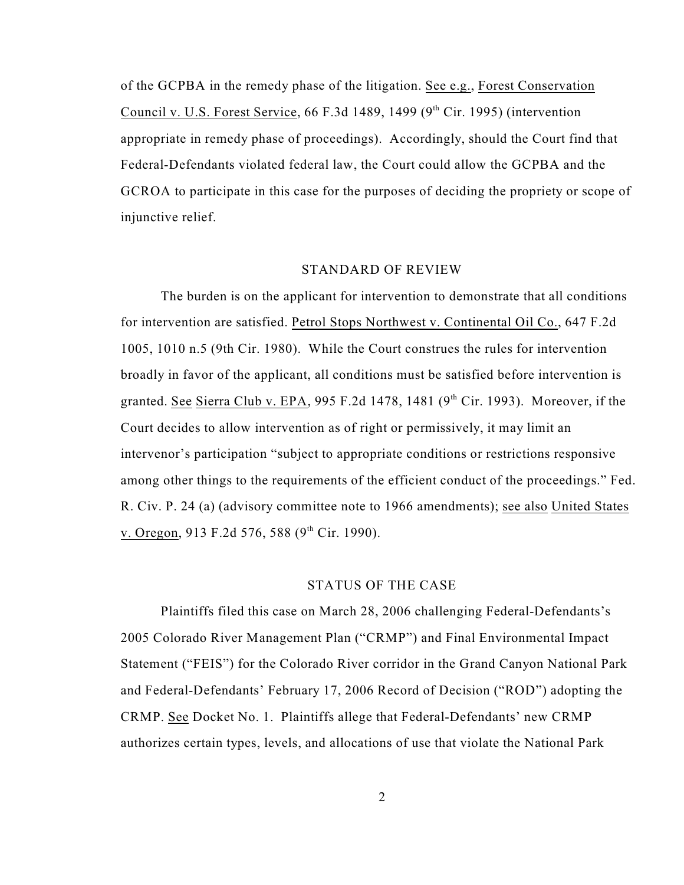of the GCPBA in the remedy phase of the litigation. See e.g., Forest Conservation Council v. U.S. Forest Service, 66 F.3d 1489, 1499 (9th Cir. 1995) (intervention appropriate in remedy phase of proceedings). Accordingly, should the Court find that Federal-Defendants violated federal law, the Court could allow the GCPBA and the GCROA to participate in this case for the purposes of deciding the propriety or scope of injunctive relief.

## STANDARD OF REVIEW

The burden is on the applicant for intervention to demonstrate that all conditions for intervention are satisfied. Petrol Stops Northwest v. Continental Oil Co., 647 F.2d 1005, 1010 n.5 (9th Cir. 1980). While the Court construes the rules for intervention broadly in favor of the applicant, all conditions must be satisfied before intervention is granted. See Sierra Club v. EPA, 995 F.2d 1478, 1481 (9th Cir. 1993). Moreover, if the Court decides to allow intervention as of right or permissively, it may limit an intervenor's participation "subject to appropriate conditions or restrictions responsive among other things to the requirements of the efficient conduct of the proceedings." Fed. R. Civ. P. 24 (a) (advisory committee note to 1966 amendments); see also United States v. Oregon, 913 F.2d 576, 588 (9th Cir. 1990).

## STATUS OF THE CASE

Plaintiffs filed this case on March 28, 2006 challenging Federal-Defendants's 2005 Colorado River Management Plan ("CRMP") and Final Environmental Impact Statement ("FEIS") for the Colorado River corridor in the Grand Canyon National Park and Federal-Defendants' February 17, 2006 Record of Decision ("ROD") adopting the CRMP. See Docket No. 1. Plaintiffs allege that Federal-Defendants' new CRMP authorizes certain types, levels, and allocations of use that violate the National Park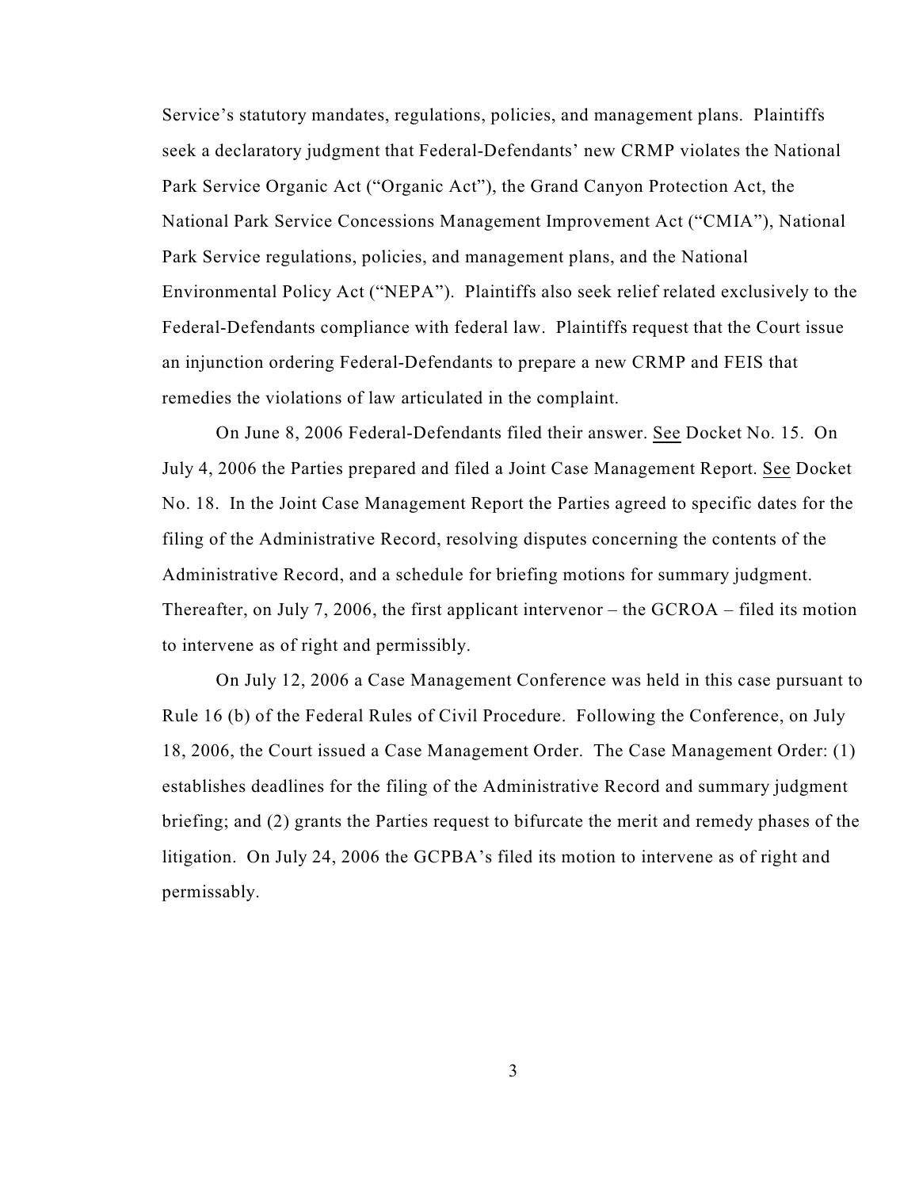Service's statutory mandates, regulations, policies, and management plans. Plaintiffs seek a declaratory judgment that Federal-Defendants' new CRMP violates the National Park Service Organic Act ("Organic Act"), the Grand Canyon Protection Act, the National Park Service Concessions Management Improvement Act ("CMIA"), National Park Service regulations, policies, and management plans, and the National Environmental Policy Act ("NEPA"). Plaintiffs also seek relief related exclusively to the Federal-Defendants compliance with federal law. Plaintiffs request that the Court issue an injunction ordering Federal-Defendants to prepare a new CRMP and FEIS that remedies the violations of law articulated in the complaint.

On June 8, 2006 Federal-Defendants filed their answer. See Docket No. 15. On July 4, 2006 the Parties prepared and filed a Joint Case Management Report. See Docket No. 18. In the Joint Case Management Report the Parties agreed to specific dates for the filing of the Administrative Record, resolving disputes concerning the contents of the Administrative Record, and a schedule for briefing motions for summary judgment. Thereafter, on July 7, 2006, the first applicant intervenor – the GCROA – filed its motion to intervene as of right and permissibly.

On July 12, 2006 a Case Management Conference was held in this case pursuant to Rule 16 (b) of the Federal Rules of Civil Procedure. Following the Conference, on July 18, 2006, the Court issued a Case Management Order. The Case Management Order: (1) establishes deadlines for the filing of the Administrative Record and summary judgment briefing; and (2) grants the Parties request to bifurcate the merit and remedy phases of the litigation. On July 24, 2006 the GCPBA's filed its motion to intervene as of right and permissably.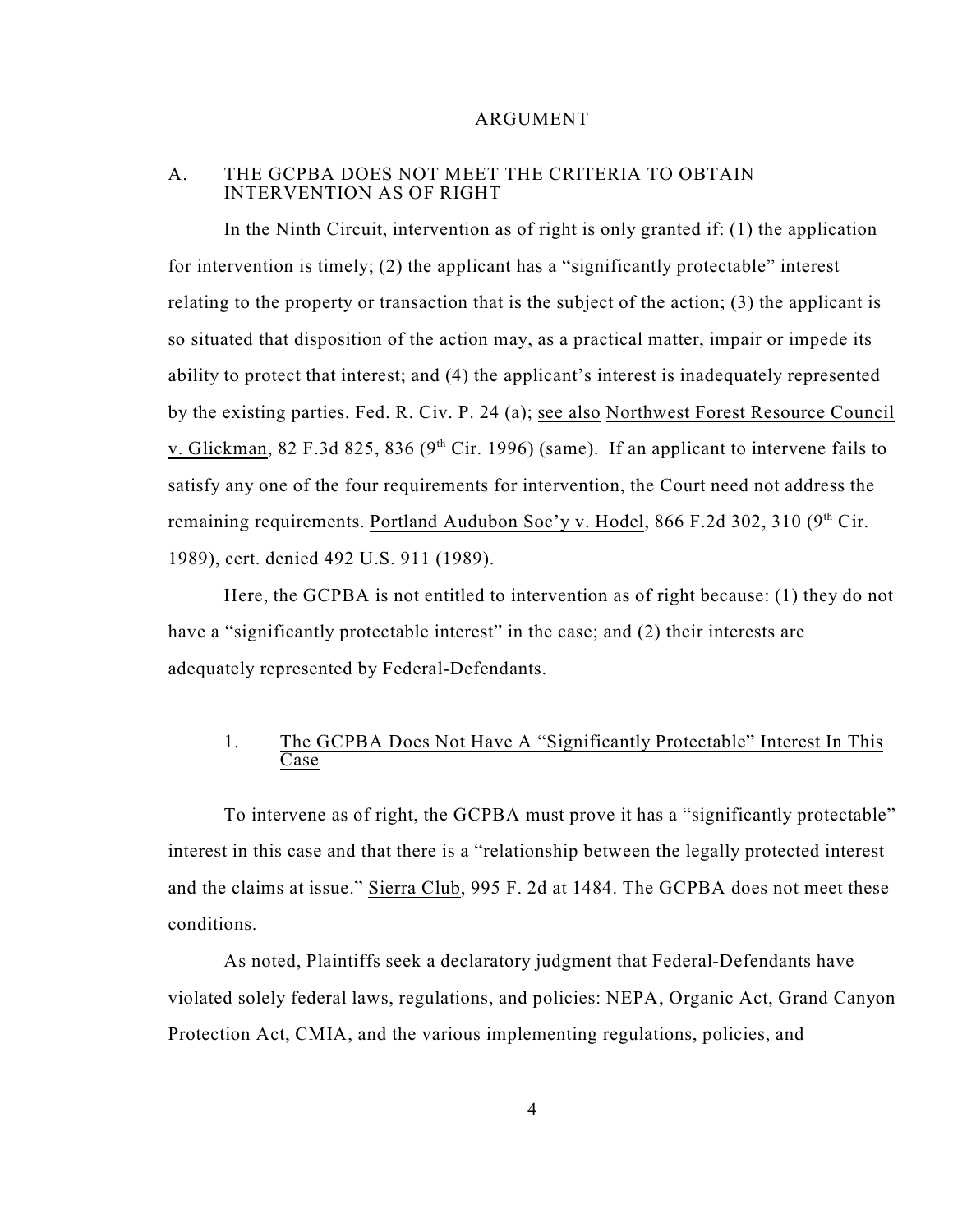## ARGUMENT

### A. THE GCPBA DOES NOT MEET THE CRITERIA TO OBTAIN INTERVENTION AS OF RIGHT

In the Ninth Circuit, intervention as of right is only granted if: (1) the application for intervention is timely; (2) the applicant has a "significantly protectable" interest relating to the property or transaction that is the subject of the action; (3) the applicant is so situated that disposition of the action may, as a practical matter, impair or impede its ability to protect that interest; and (4) the applicant's interest is inadequately represented by the existing parties. Fed. R. Civ. P. 24 (a); see also Northwest Forest Resource Council v. Glickman, 82 F.3d 825, 836 (9th Cir. 1996) (same). If an applicant to intervene fails to satisfy any one of the four requirements for intervention, the Court need not address the remaining requirements. Portland Audubon Soc'y v. Hodel, 866 F.2d 302, 310 (9th Cir. 1989), cert. denied 492 U.S. 911 (1989).

Here, the GCPBA is not entitled to intervention as of right because: (1) they do not have a "significantly protectable interest" in the case; and (2) their interests are adequately represented by Federal-Defendants.

#### 1. The GCPBA Does Not Have A "Significantly Protectable" Interest In This Case

To intervene as of right, the GCPBA must prove it has a "significantly protectable" interest in this case and that there is a "relationship between the legally protected interest and the claims at issue." Sierra Club, 995 F. 2d at 1484. The GCPBA does not meet these conditions.

As noted, Plaintiffs seek a declaratory judgment that Federal-Defendants have violated solely federal laws, regulations, and policies: NEPA, Organic Act, Grand Canyon Protection Act, CMIA, and the various implementing regulations, policies, and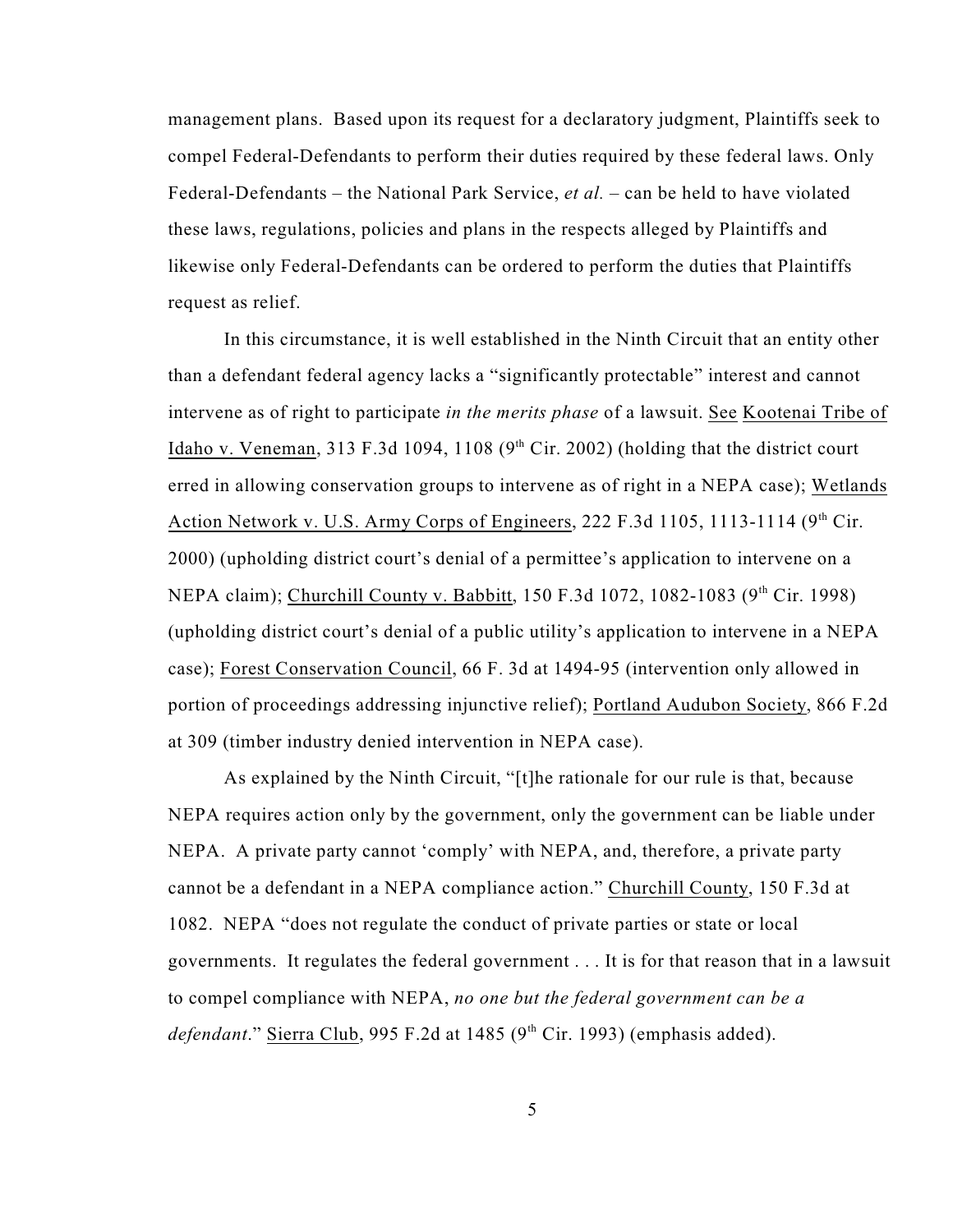management plans. Based upon its request for a declaratory judgment, Plaintiffs seek to compel Federal-Defendants to perform their duties required by these federal laws. Only Federal-Defendants – the National Park Service, *et al.* – can be held to have violated these laws, regulations, policies and plans in the respects alleged by Plaintiffs and likewise only Federal-Defendants can be ordered to perform the duties that Plaintiffs request as relief.

In this circumstance, it is well established in the Ninth Circuit that an entity other than a defendant federal agency lacks a "significantly protectable" interest and cannot intervene as of right to participate *in the merits phase* of a lawsuit. See Kootenai Tribe of Idaho v. Veneman, 313 F.3d 1094, 1108 (9th Cir. 2002) (holding that the district court erred in allowing conservation groups to intervene as of right in a NEPA case); Wetlands Action Network v. U.S. Army Corps of Engineers, 222 F.3d 1105, 1113-1114 (9th Cir. 2000) (upholding district court's denial of a permittee's application to intervene on a NEPA claim); Churchill County v. Babbitt, 150 F.3d 1072, 1082-1083 (9th Cir. 1998) (upholding district court's denial of a public utility's application to intervene in a NEPA case); Forest Conservation Council, 66 F. 3d at 1494-95 (intervention only allowed in portion of proceedings addressing injunctive relief); Portland Audubon Society, 866 F.2d at 309 (timber industry denied intervention in NEPA case).

As explained by the Ninth Circuit, "[t]he rationale for our rule is that, because NEPA requires action only by the government, only the government can be liable under NEPA. A private party cannot 'comply' with NEPA, and, therefore, a private party cannot be a defendant in a NEPA compliance action." Churchill County, 150 F.3d at 1082. NEPA "does not regulate the conduct of private parties or state or local governments. It regulates the federal government . . . It is for that reason that in a lawsuit to compel compliance with NEPA, *no one but the federal government can be a defendant*." Sierra Club, 995 F.2d at 1485 (9th Cir. 1993) (emphasis added).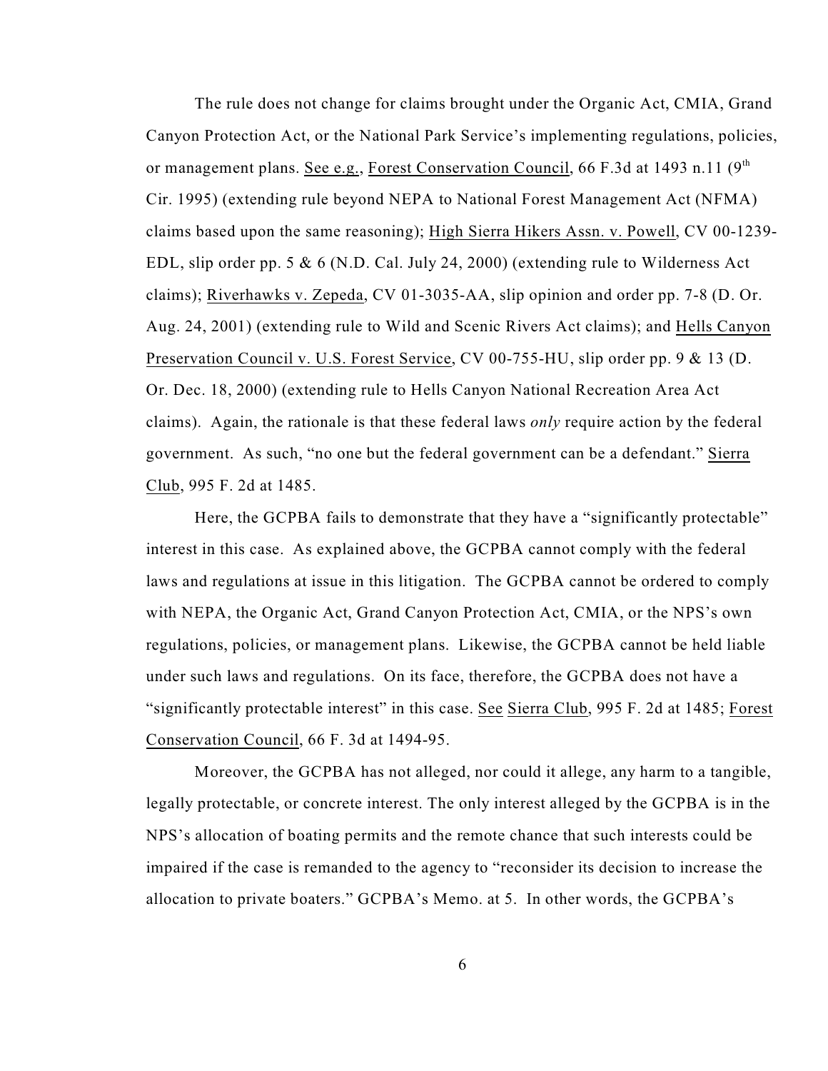The rule does not change for claims brought under the Organic Act, CMIA, Grand Canyon Protection Act, or the National Park Service's implementing regulations, policies, or management plans. See e.g., Forest Conservation Council, 66 F.3d at 1493 n.11 (9th Cir. 1995) (extending rule beyond NEPA to National Forest Management Act (NFMA) claims based upon the same reasoning); High Sierra Hikers Assn. v. Powell, CV 00-1239-EDL, slip order pp. 5 & 6 (N.D. Cal. July 24, 2000) (extending rule to Wilderness Act claims); Riverhawks v. Zepeda, CV 01-3035-AA, slip opinion and order pp. 7-8 (D. Or. Aug. 24, 2001) (extending rule to Wild and Scenic Rivers Act claims); and Hells Canyon Preservation Council v. U.S. Forest Service, CV 00-755-HU, slip order pp. 9 & 13 (D. Or. Dec. 18, 2000) (extending rule to Hells Canyon National Recreation Area Act claims). Again, the rationale is that these federal laws *only* require action by the federal government. As such, "no one but the federal government can be a defendant." Sierra Club, 995 F. 2d at 1485.

Here, the GCPBA fails to demonstrate that they have a "significantly protectable" interest in this case. As explained above, the GCPBA cannot comply with the federal laws and regulations at issue in this litigation. The GCPBA cannot be ordered to comply with NEPA, the Organic Act, Grand Canyon Protection Act, CMIA, or the NPS's own regulations, policies, or management plans. Likewise, the GCPBA cannot be held liable under such laws and regulations. On its face, therefore, the GCPBA does not have a "significantly protectable interest" in this case. See Sierra Club, 995 F. 2d at 1485; Forest Conservation Council, 66 F. 3d at 1494-95.

Moreover, the GCPBA has not alleged, nor could it allege, any harm to a tangible, legally protectable, or concrete interest. The only interest alleged by the GCPBA is in the NPS's allocation of boating permits and the remote chance that such interests could be impaired if the case is remanded to the agency to "reconsider its decision to increase the allocation to private boaters." GCPBA's Memo. at 5. In other words, the GCPBA's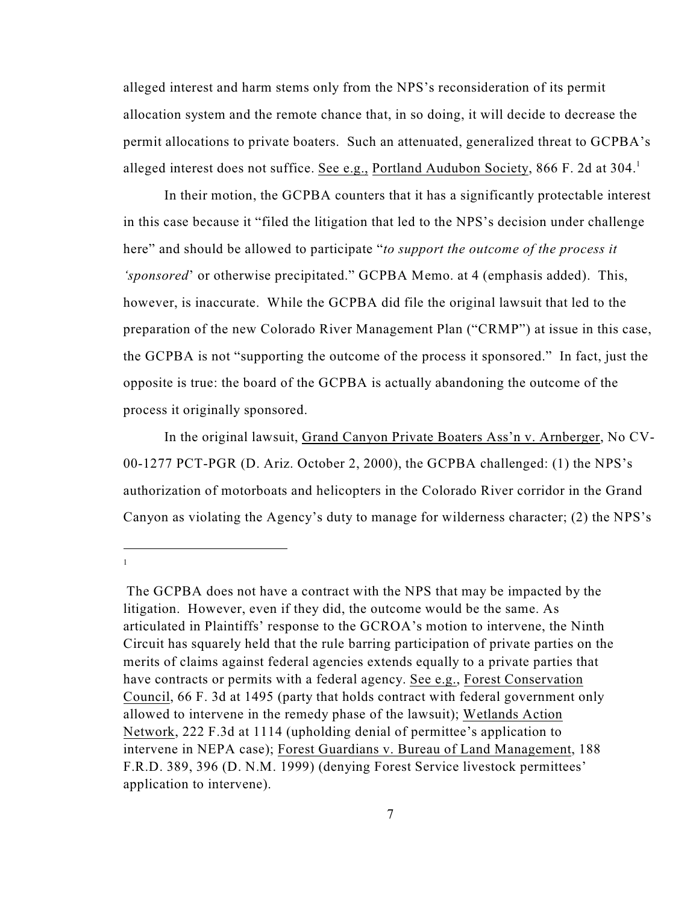alleged interest and harm stems only from the NPS's reconsideration of its permit allocation system and the remote chance that, in so doing, it will decide to decrease the permit allocations to private boaters. Such an attenuated, generalized threat to GCPBA's alleged interest does not suffice. See e.g., Portland Audubon Society, 866 F. 2d at 304.[1]

In their motion, the GCPBA counters that it has a significantly protectable interest in this case because it "filed the litigation that led to the NPS's decision under challenge here" and should be allowed to participate "*to support the outcome of the process it 'sponsored'* or otherwise precipitated." GCPBA Memo. at 4 (emphasis added). This, however, is inaccurate. While the GCPBA did file the original lawsuit that led to the preparation of the new Colorado River Management Plan ("CRMP") at issue in this case, the GCPBA is not "supporting the outcome of the process it sponsored." In fact, just the opposite is true: the board of the GCPBA is actually abandoning the outcome of the process it originally sponsored.

In the original lawsuit, Grand Canyon Private Boaters Ass'n v. Arnberger, No CV-00-1277 PCT-PGR (D. Ariz. October 2, 2000), the GCPBA challenged: (1) the NPS's authorization of motorboats and helicopters in the Colorado River corridor in the Grand Canyon as violating the Agency's duty to manage for wilderness character; (2) the NPS's

---

[1] The GCPBA does not have a contract with the NPS that may be impacted by the litigation. However, even if they did, the outcome would be the same. As articulated in Plaintiffs' response to the GCROA's motion to intervene, the Ninth Circuit has squarely held that the rule barring participation of private parties on the merits of claims against federal agencies extends equally to a private parties that have contracts or permits with a federal agency. See e.g., Forest Conservation Council, 66 F. 3d at 1495 (party that holds contract with federal government only allowed to intervene in the remedy phase of the lawsuit); Wetlands Action Network, 222 F.3d at 1114 (upholding denial of permittee's application to intervene in NEPA case); Forest Guardians v. Bureau of Land Management, 188 F.R.D. 389, 396 (D. N.M. 1999) (denying Forest Service livestock permittees' application to intervene).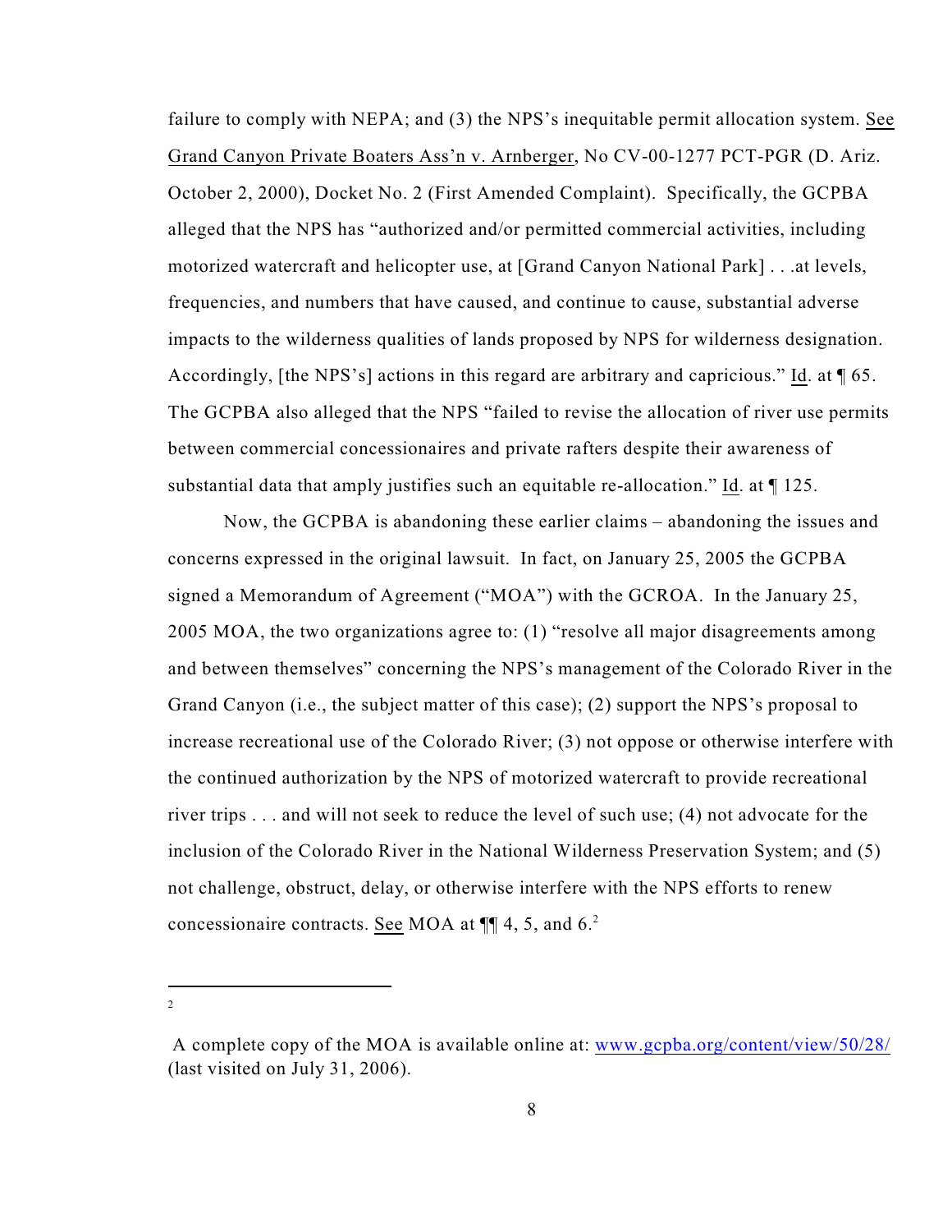failure to comply with NEPA; and (3) the NPS's inequitable permit allocation system. See Grand Canyon Private Boaters Ass'n v. Arnberger, No CV-00-1277 PCT-PGR (D. Ariz. October 2, 2000), Docket No. 2 (First Amended Complaint). Specifically, the GCPBA alleged that the NPS has "authorized and/or permitted commercial activities, including motorized watercraft and helicopter use, at [Grand Canyon National Park] . . .at levels, frequencies, and numbers that have caused, and continue to cause, substantial adverse impacts to the wilderness qualities of lands proposed by NPS for wilderness designation. Accordingly, [the NPS's] actions in this regard are arbitrary and capricious." Id. at ¶ 65. The GCPBA also alleged that the NPS "failed to revise the allocation of river use permits between commercial concessionaires and private rafters despite their awareness of substantial data that amply justifies such an equitable re-allocation." Id. at ¶ 125.

Now, the GCPBA is abandoning these earlier claims – abandoning the issues and concerns expressed in the original lawsuit. In fact, on January 25, 2005 the GCPBA signed a Memorandum of Agreement ("MOA") with the GCROA. In the January 25, 2005 MOA, the two organizations agree to: (1) "resolve all major disagreements among and between themselves" concerning the NPS's management of the Colorado River in the Grand Canyon (i.e., the subject matter of this case); (2) support the NPS's proposal to increase recreational use of the Colorado River; (3) not oppose or otherwise interfere with the continued authorization by the NPS of motorized watercraft to provide recreational river trips . . . and will not seek to reduce the level of such use; (4) not advocate for the inclusion of the Colorado River in the National Wilderness Preservation System; and (5) not challenge, obstruct, delay, or otherwise interfere with the NPS efforts to renew concessionaire contracts. See MOA at ¶¶ 4, 5, and 6.[2]

---

[2] A complete copy of the MOA is available online at: www.gcpba.org/content/view/50/28/ (last visited on July 31, 2006).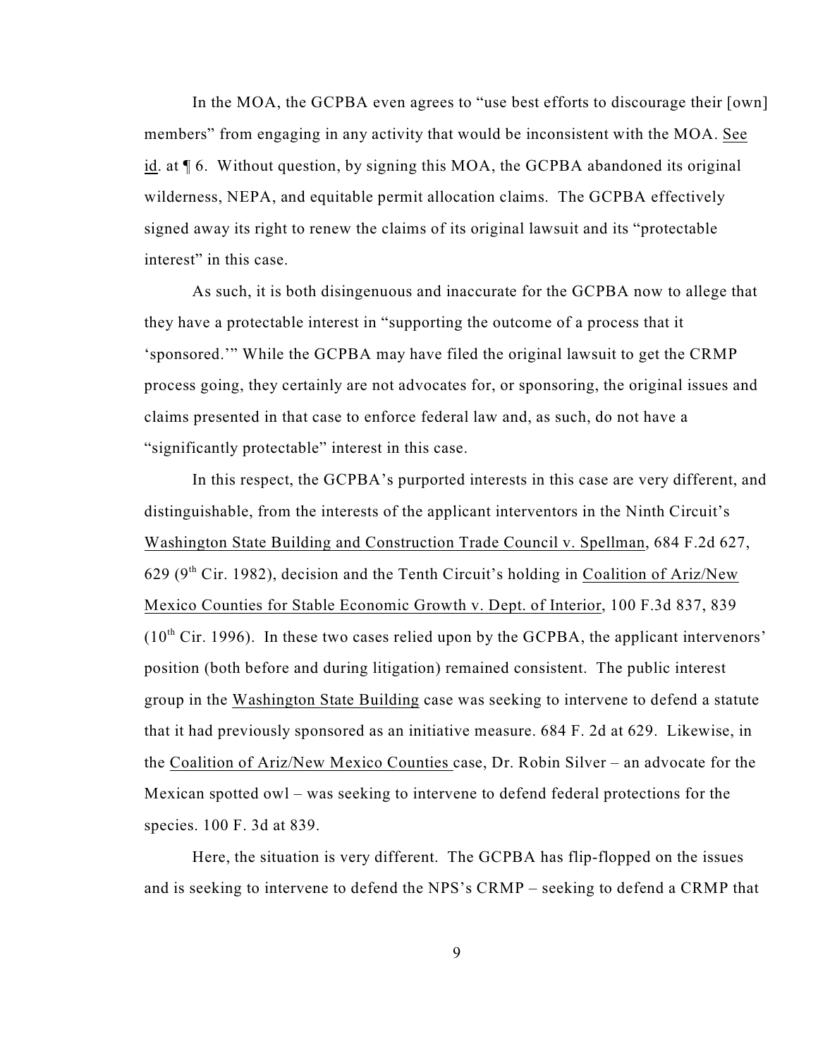In the MOA, the GCPBA even agrees to "use best efforts to discourage their [own] members" from engaging in any activity that would be inconsistent with the MOA. See id. at ¶ 6. Without question, by signing this MOA, the GCPBA abandoned its original wilderness, NEPA, and equitable permit allocation claims. The GCPBA effectively signed away its right to renew the claims of its original lawsuit and its "protectable interest" in this case.

As such, it is both disingenuous and inaccurate for the GCPBA now to allege that they have a protectable interest in "supporting the outcome of a process that it 'sponsored.'" While the GCPBA may have filed the original lawsuit to get the CRMP process going, they certainly are not advocates for, or sponsoring, the original issues and claims presented in that case to enforce federal law and, as such, do not have a "significantly protectable" interest in this case.

In this respect, the GCPBA's purported interests in this case are very different, and distinguishable, from the interests of the applicant interventors in the Ninth Circuit's Washington State Building and Construction Trade Council v. Spellman, 684 F.2d 627, 629 (9th Cir. 1982), decision and the Tenth Circuit's holding in Coalition of Ariz/New Mexico Counties for Stable Economic Growth v. Dept. of Interior, 100 F.3d 837, 839 (10th Cir. 1996). In these two cases relied upon by the GCPBA, the applicant intervenors' position (both before and during litigation) remained consistent. The public interest group in the Washington State Building case was seeking to intervene to defend a statute that it had previously sponsored as an initiative measure. 684 F. 2d at 629. Likewise, in the Coalition of Ariz/New Mexico Counties case, Dr. Robin Silver – an advocate for the Mexican spotted owl – was seeking to intervene to defend federal protections for the species. 100 F. 3d at 839.

Here, the situation is very different. The GCPBA has flip-flopped on the issues and is seeking to intervene to defend the NPS's CRMP – seeking to defend a CRMP that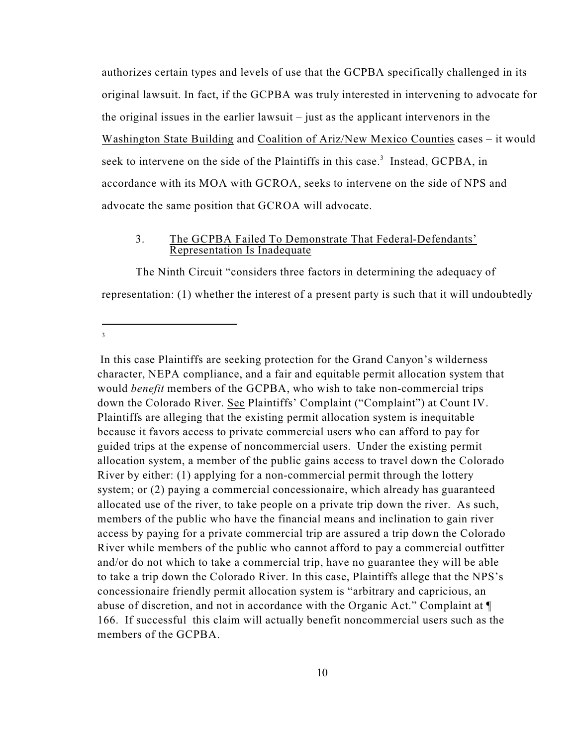authorizes certain types and levels of use that the GCPBA specifically challenged in its original lawsuit. In fact, if the GCPBA was truly interested in intervening to advocate for the original issues in the earlier lawsuit – just as the applicant intervenors in the Washington State Building and Coalition of Ariz/New Mexico Counties cases – it would seek to intervene on the side of the Plaintiffs in this case.[3] Instead, GCPBA, in accordance with its MOA with GCROA, seeks to intervene on the side of NPS and advocate the same position that GCROA will advocate.

### 3. The GCPBA Failed To Demonstrate That Federal-Defendants' Representation Is Inadequate

The Ninth Circuit "considers three factors in determining the adequacy of representation: (1) whether the interest of a present party is such that it will undoubtedly

---

[3] In this case Plaintiffs are seeking protection for the Grand Canyon's wilderness character, NEPA compliance, and a fair and equitable permit allocation system that would *benefit* members of the GCPBA, who wish to take non-commercial trips down the Colorado River. See Plaintiffs' Complaint ("Complaint") at Count IV. Plaintiffs are alleging that the existing permit allocation system is inequitable because it favors access to private commercial users who can afford to pay for guided trips at the expense of noncommercial users. Under the existing permit allocation system, a member of the public gains access to travel down the Colorado River by either: (1) applying for a non-commercial permit through the lottery system; or (2) paying a commercial concessionaire, which already has guaranteed allocated use of the river, to take people on a private trip down the river. As such, members of the public who have the financial means and inclination to gain river access by paying for a private commercial trip are assured a trip down the Colorado River while members of the public who cannot afford to pay a commercial outfitter and/or do not which to take a commercial trip, have no guarantee they will be able to take a trip down the Colorado River. In this case, Plaintiffs allege that the NPS's concessionaire friendly permit allocation system is "arbitrary and capricious, an abuse of discretion, and not in accordance with the Organic Act." Complaint at ¶ 166. If successful this claim will actually benefit noncommercial users such as the members of the GCPBA.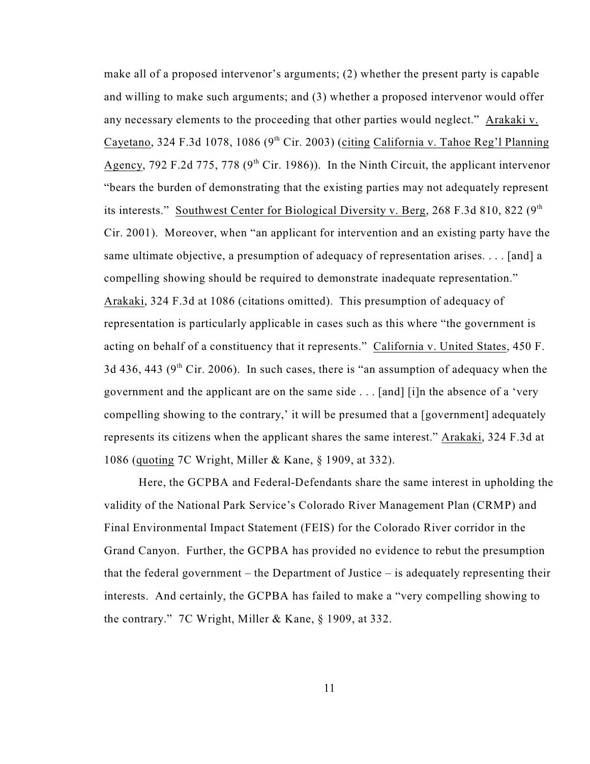make all of a proposed intervenor's arguments; (2) whether the present party is capable and willing to make such arguments; and (3) whether a proposed intervenor would offer any necessary elements to the proceeding that other parties would neglect." Arakaki v. Cayetano, 324 F.3d 1078, 1086 (9th Cir. 2003) (citing California v. Tahoe Reg'l Planning Agency, 792 F.2d 775, 778 (9th Cir. 1986)). In the Ninth Circuit, the applicant intervenor "bears the burden of demonstrating that the existing parties may not adequately represent its interests." Southwest Center for Biological Diversity v. Berg, 268 F.3d 810, 822 (9th Cir. 2001). Moreover, when "an applicant for intervention and an existing party have the same ultimate objective, a presumption of adequacy of representation arises. . . . [and] a compelling showing should be required to demonstrate inadequate representation." Arakaki, 324 F.3d at 1086 (citations omitted). This presumption of adequacy of representation is particularly applicable in cases such as this where "the government is acting on behalf of a constituency that it represents." California v. United States, 450 F. 3d 436, 443 (9th Cir. 2006). In such cases, there is "an assumption of adequacy when the government and the applicant are on the same side . . . [and] [i]n the absence of a 'very compelling showing to the contrary,' it will be presumed that a [government] adequately represents its citizens when the applicant shares the same interest." Arakaki, 324 F.3d at 1086 (quoting 7C Wright, Miller & Kane, § 1909, at 332).

Here, the GCPBA and Federal-Defendants share the same interest in upholding the validity of the National Park Service's Colorado River Management Plan (CRMP) and Final Environmental Impact Statement (FEIS) for the Colorado River corridor in the Grand Canyon. Further, the GCPBA has provided no evidence to rebut the presumption that the federal government – the Department of Justice – is adequately representing their interests. And certainly, the GCPBA has failed to make a "very compelling showing to the contrary." 7C Wright, Miller & Kane, § 1909, at 332.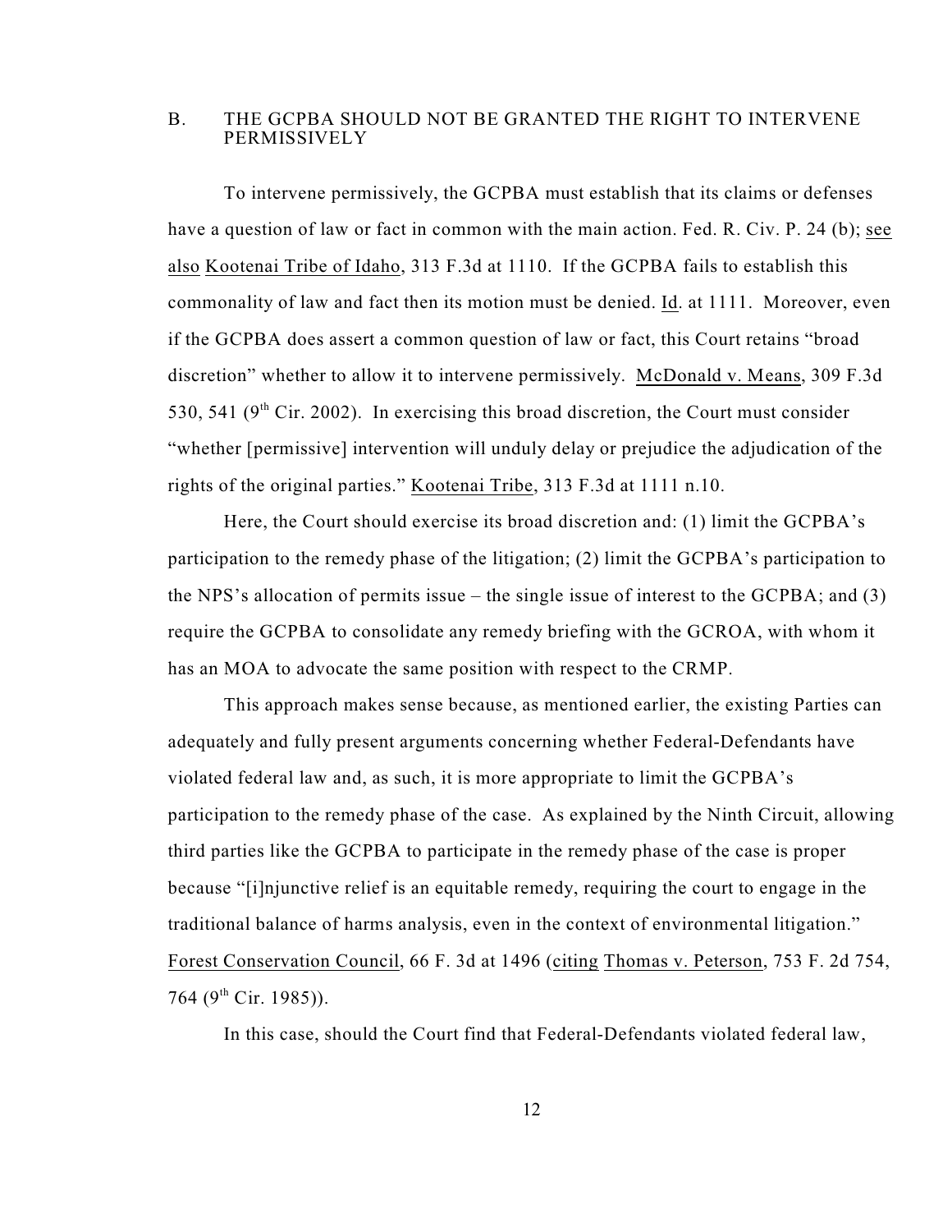## B. THE GCPBA SHOULD NOT BE GRANTED THE RIGHT TO INTERVENE PERMISSIVELY

To intervene permissively, the GCPBA must establish that its claims or defenses have a question of law or fact in common with the main action. Fed. R. Civ. P. 24 (b); see also Kootenai Tribe of Idaho, 313 F.3d at 1110. If the GCPBA fails to establish this commonality of law and fact then its motion must be denied. Id. at 1111. Moreover, even if the GCPBA does assert a common question of law or fact, this Court retains "broad discretion" whether to allow it to intervene permissively. McDonald v. Means, 309 F.3d 530, 541 (9th Cir. 2002). In exercising this broad discretion, the Court must consider "whether [permissive] intervention will unduly delay or prejudice the adjudication of the rights of the original parties." Kootenai Tribe, 313 F.3d at 1111 n.10.

Here, the Court should exercise its broad discretion and: (1) limit the GCPBA's participation to the remedy phase of the litigation; (2) limit the GCPBA's participation to the NPS's allocation of permits issue – the single issue of interest to the GCPBA; and (3) require the GCPBA to consolidate any remedy briefing with the GCROA, with whom it has an MOA to advocate the same position with respect to the CRMP.

This approach makes sense because, as mentioned earlier, the existing Parties can adequately and fully present arguments concerning whether Federal-Defendants have violated federal law and, as such, it is more appropriate to limit the GCPBA's participation to the remedy phase of the case. As explained by the Ninth Circuit, allowing third parties like the GCPBA to participate in the remedy phase of the case is proper because "[i]njunctive relief is an equitable remedy, requiring the court to engage in the traditional balance of harms analysis, even in the context of environmental litigation." Forest Conservation Council, 66 F. 3d at 1496 (citing Thomas v. Peterson, 753 F. 2d 754, 764 (9th Cir. 1985)).

In this case, should the Court find that Federal-Defendants violated federal law,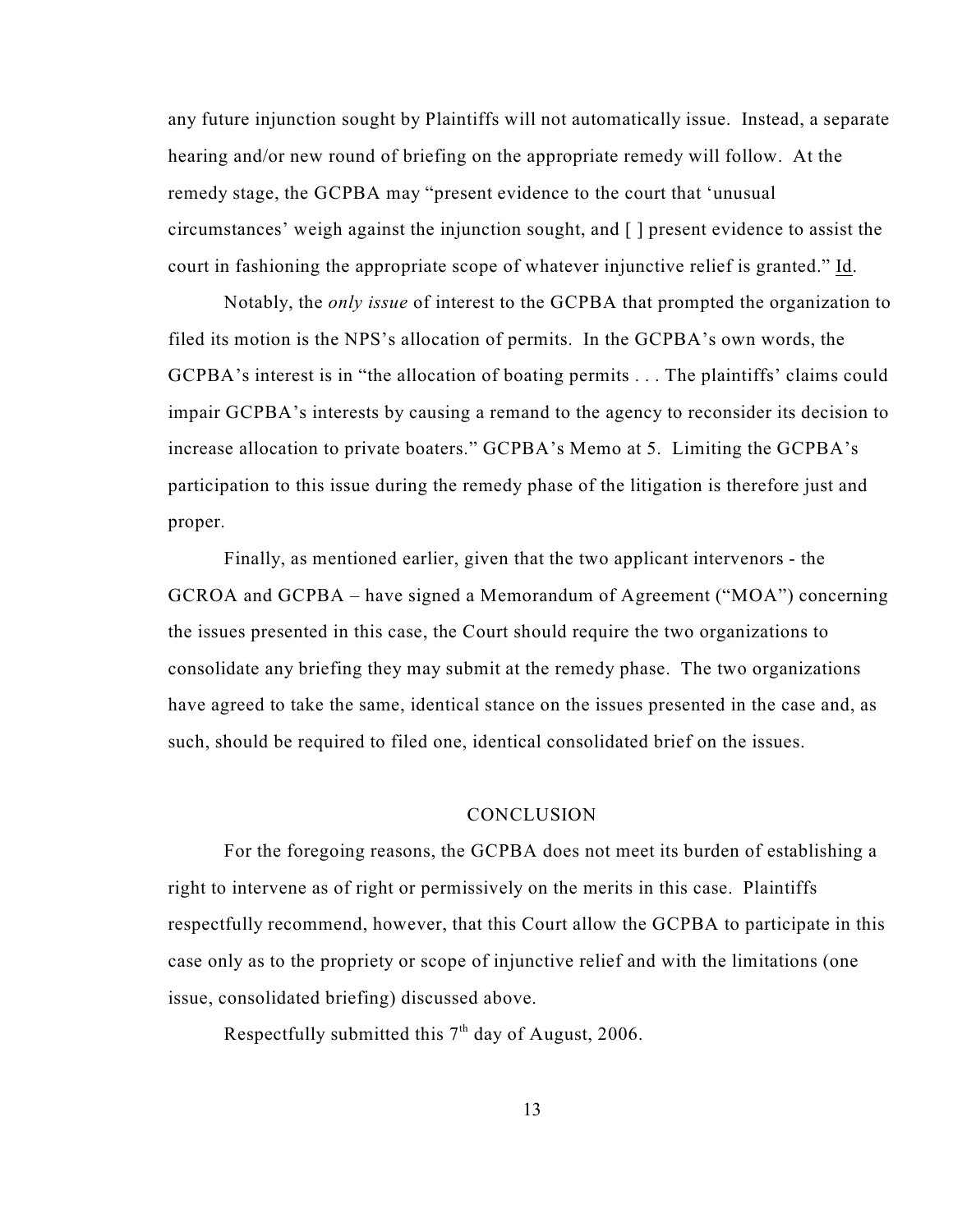any future injunction sought by Plaintiffs will not automatically issue. Instead, a separate hearing and/or new round of briefing on the appropriate remedy will follow. At the remedy stage, the GCPBA may "present evidence to the court that 'unusual circumstances' weigh against the injunction sought, and [ ] present evidence to assist the court in fashioning the appropriate scope of whatever injunctive relief is granted." Id.

Notably, the *only issue* of interest to the GCPBA that prompted the organization to filed its motion is the NPS's allocation of permits. In the GCPBA's own words, the GCPBA's interest is in "the allocation of boating permits . . . The plaintiffs' claims could impair GCPBA's interests by causing a remand to the agency to reconsider its decision to increase allocation to private boaters." GCPBA's Memo at 5. Limiting the GCPBA's participation to this issue during the remedy phase of the litigation is therefore just and proper.

Finally, as mentioned earlier, given that the two applicant intervenors - the GCROA and GCPBA – have signed a Memorandum of Agreement ("MOA") concerning the issues presented in this case, the Court should require the two organizations to consolidate any briefing they may submit at the remedy phase. The two organizations have agreed to take the same, identical stance on the issues presented in the case and, as such, should be required to filed one, identical consolidated brief on the issues.

## CONCLUSION

For the foregoing reasons, the GCPBA does not meet its burden of establishing a right to intervene as of right or permissively on the merits in this case. Plaintiffs respectfully recommend, however, that this Court allow the GCPBA to participate in this case only as to the propriety or scope of injunctive relief and with the limitations (one issue, consolidated briefing) discussed above.

Respectfully submitted this 7th day of August, 2006.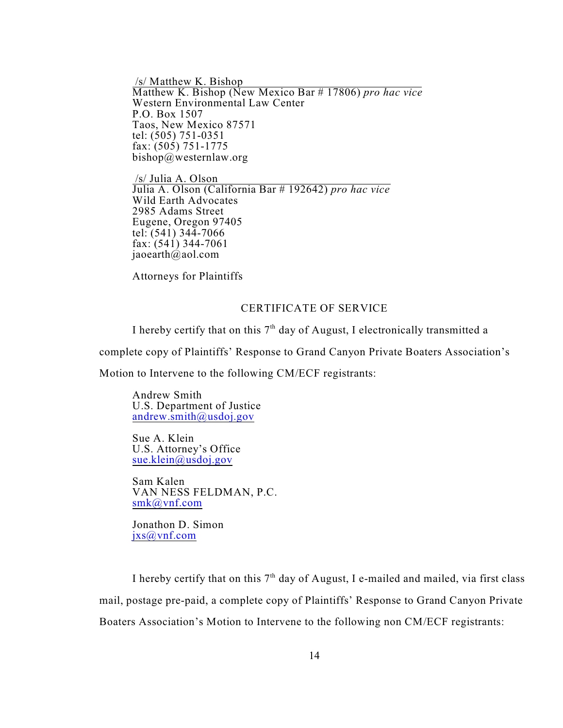/s/ Matthew K. Bishop
Matthew K. Bishop (New Mexico Bar # 17806) *pro hac vice*
Western Environmental Law Center
P.O. Box 1507
Taos, New Mexico 87571
tel: (505) 751-0351
fax: (505) 751-1775
bishop@westernlaw.org

/s/ Julia A. Olson
Julia A. Olson (California Bar # 192642) *pro hac vice*
Wild Earth Advocates
2985 Adams Street
Eugene, Oregon 97405
tel: (541) 344-7066
fax: (541) 344-7061
jaoearth@aol.com

Attorneys for Plaintiffs

CERTIFICATE OF SERVICE

I hereby certify that on this 7th day of August, I electronically transmitted a complete copy of Plaintiffs' Response to Grand Canyon Private Boaters Association's Motion to Intervene to the following CM/ECF registrants:

Andrew Smith
U.S. Department of Justice
andrew.smith@usdoj.gov

Sue A. Klein
U.S. Attorney's Office
sue.klein@usdoj.gov

Sam Kalen
VAN NESS FELDMAN, P.C.
smk@vnf.com

Jonathon D. Simon
jxs@vnf.com

I hereby certify that on this 7th day of August, I e-mailed and mailed, via first class mail, postage pre-paid, a complete copy of Plaintiffs' Response to Grand Canyon Private Boaters Association's Motion to Intervene to the following non CM/ECF registrants: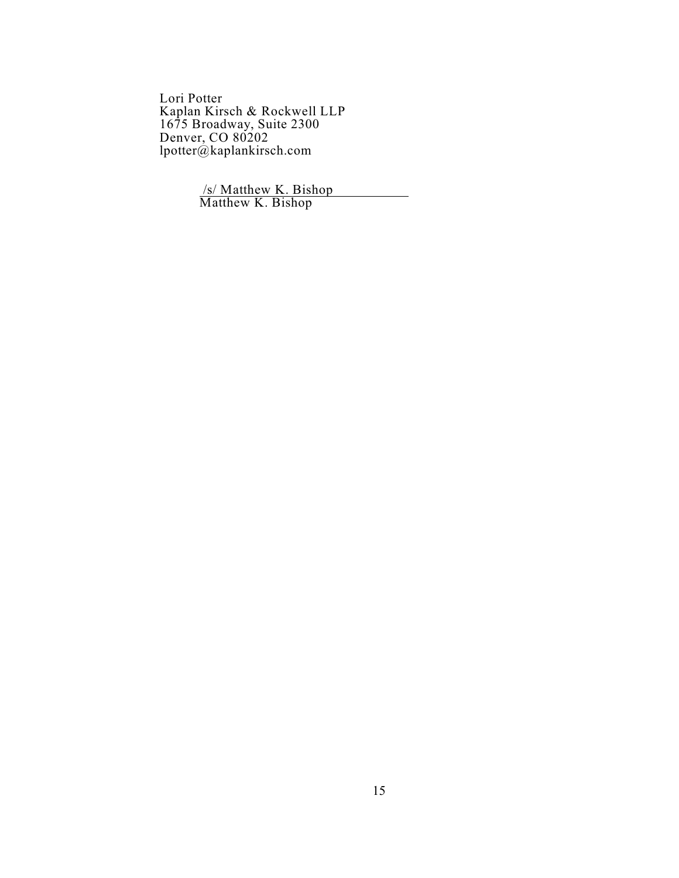Lori Potter
Kaplan Kirsch & Rockwell LLP
1675 Broadway, Suite 2300
Denver, CO 80202
lpotter@kaplankirsch.com

/s/ Matthew K. Bishop
Matthew K. Bishop